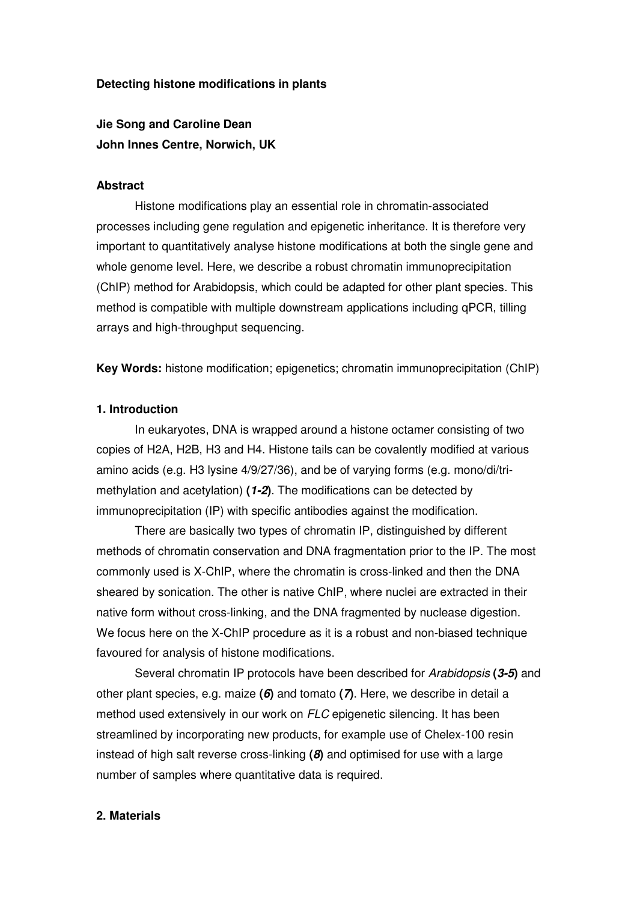# Detecting histone modifications in plants

**Jie Song and Caroline Dean**
**John Innes Centre, Norwich, UK**

## Abstract

Histone modifications play an essential role in chromatin-associated processes including gene regulation and epigenetic inheritance. It is therefore very important to quantitatively analyse histone modifications at both the single gene and whole genome level. Here, we describe a robust chromatin immunoprecipitation (ChIP) method for Arabidopsis, which could be adapted for other plant species. This method is compatible with multiple downstream applications including qPCR, tilling arrays and high-throughput sequencing.

**Key Words:** histone modification; epigenetics; chromatin immunoprecipitation (ChIP)

## 1. Introduction

In eukaryotes, DNA is wrapped around a histone octamer consisting of two copies of H2A, H2B, H3 and H4. Histone tails can be covalently modified at various amino acids (e.g. H3 lysine 4/9/27/36), and be of varying forms (e.g. mono/di/tri-methylation and acetylation) **(*1-2*)**. The modifications can be detected by immunoprecipitation (IP) with specific antibodies against the modification.

There are basically two types of chromatin IP, distinguished by different methods of chromatin conservation and DNA fragmentation prior to the IP. The most commonly used is X-ChIP, where the chromatin is cross-linked and then the DNA sheared by sonication. The other is native ChIP, where nuclei are extracted in their native form without cross-linking, and the DNA fragmented by nuclease digestion. We focus here on the X-ChIP procedure as it is a robust and non-biased technique favoured for analysis of histone modifications.

Several chromatin IP protocols have been described for *Arabidopsis* **(*3-5*)** and other plant species, e.g. maize **(*6*)** and tomato **(*7*)**. Here, we describe in detail a method used extensively in our work on *FLC* epigenetic silencing. It has been streamlined by incorporating new products, for example use of Chelex-100 resin instead of high salt reverse cross-linking **(*8*)** and optimised for use with a large number of samples where quantitative data is required.

## 2. Materials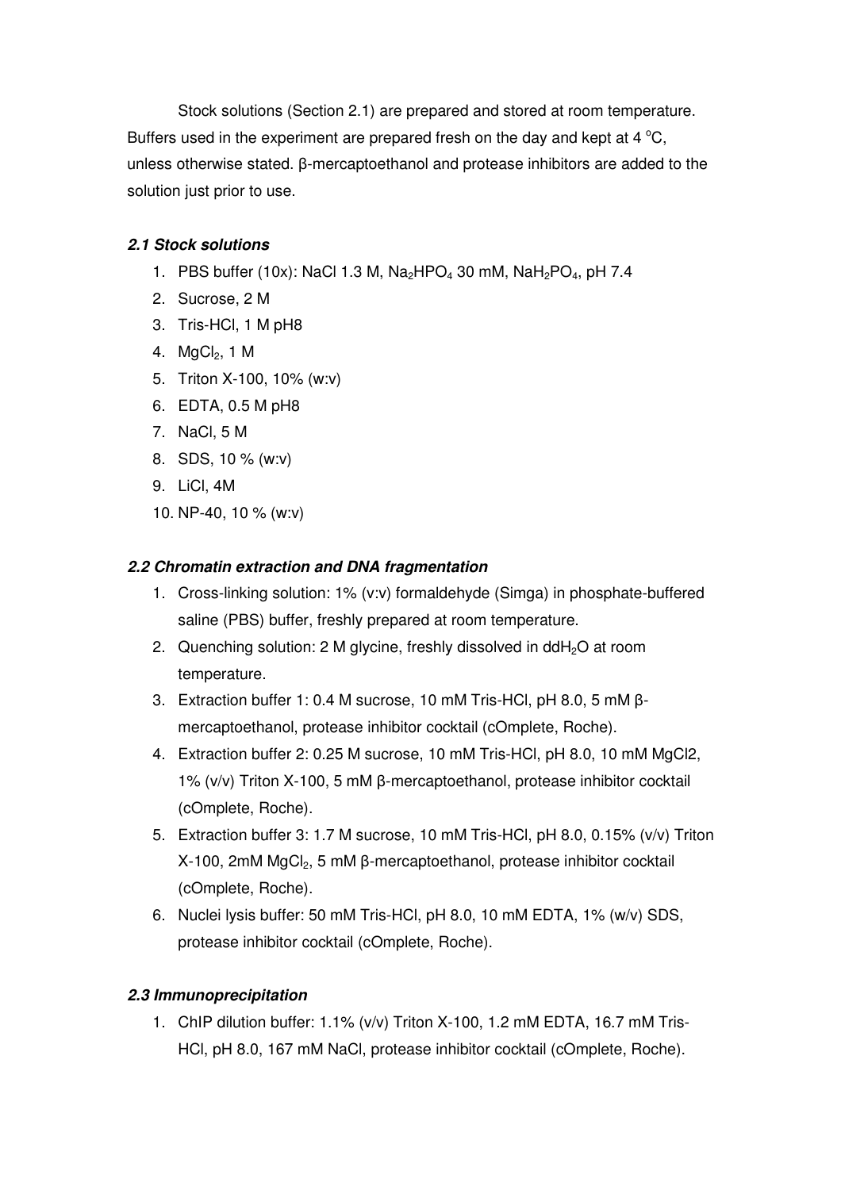Stock solutions (Section 2.1) are prepared and stored at room temperature. Buffers used in the experiment are prepared fresh on the day and kept at 4 °C, unless otherwise stated. β-mercaptoethanol and protease inhibitors are added to the solution just prior to use.

### *2.1 Stock solutions*

1. PBS buffer (10x): NaCl 1.3 M, $Na_2HPO_4$ 30 mM, $NaH_2PO_4$, pH 7.4
2. Sucrose, 2 M
3. Tris-HCl, 1 M pH8
4. $MgCl_2$, 1 M
5. Triton X-100, 10% (w:v)
6. EDTA, 0.5 M pH8
7. NaCl, 5 M
8. SDS, 10 % (w:v)
9. LiCl, 4M
10. NP-40, 10 % (w:v)

### *2.2 Chromatin extraction and DNA fragmentation*

1. Cross-linking solution: 1% (v:v) formaldehyde (Simga) in phosphate-buffered saline (PBS) buffer, freshly prepared at room temperature.
2. Quenching solution: 2 M glycine, freshly dissolved in $ddH_2O$ at room temperature.
3. Extraction buffer 1: 0.4 M sucrose, 10 mM Tris-HCl, pH 8.0, 5 mM β-mercaptoethanol, protease inhibitor cocktail (cOmplete, Roche).
4. Extraction buffer 2: 0.25 M sucrose, 10 mM Tris-HCl, pH 8.0, 10 mM MgCl2, 1% (v/v) Triton X-100, 5 mM β-mercaptoethanol, protease inhibitor cocktail (cOmplete, Roche).
5. Extraction buffer 3: 1.7 M sucrose, 10 mM Tris-HCl, pH 8.0, 0.15% (v/v) Triton X-100, 2mM $MgCl_2$, 5 mM β-mercaptoethanol, protease inhibitor cocktail (cOmplete, Roche).
6. Nuclei lysis buffer: 50 mM Tris-HCl, pH 8.0, 10 mM EDTA, 1% (w/v) SDS, protease inhibitor cocktail (cOmplete, Roche).

### *2.3 Immunoprecipitation*

1. ChIP dilution buffer: 1.1% (v/v) Triton X-100, 1.2 mM EDTA, 16.7 mM Tris-HCl, pH 8.0, 167 mM NaCl, protease inhibitor cocktail (cOmplete, Roche).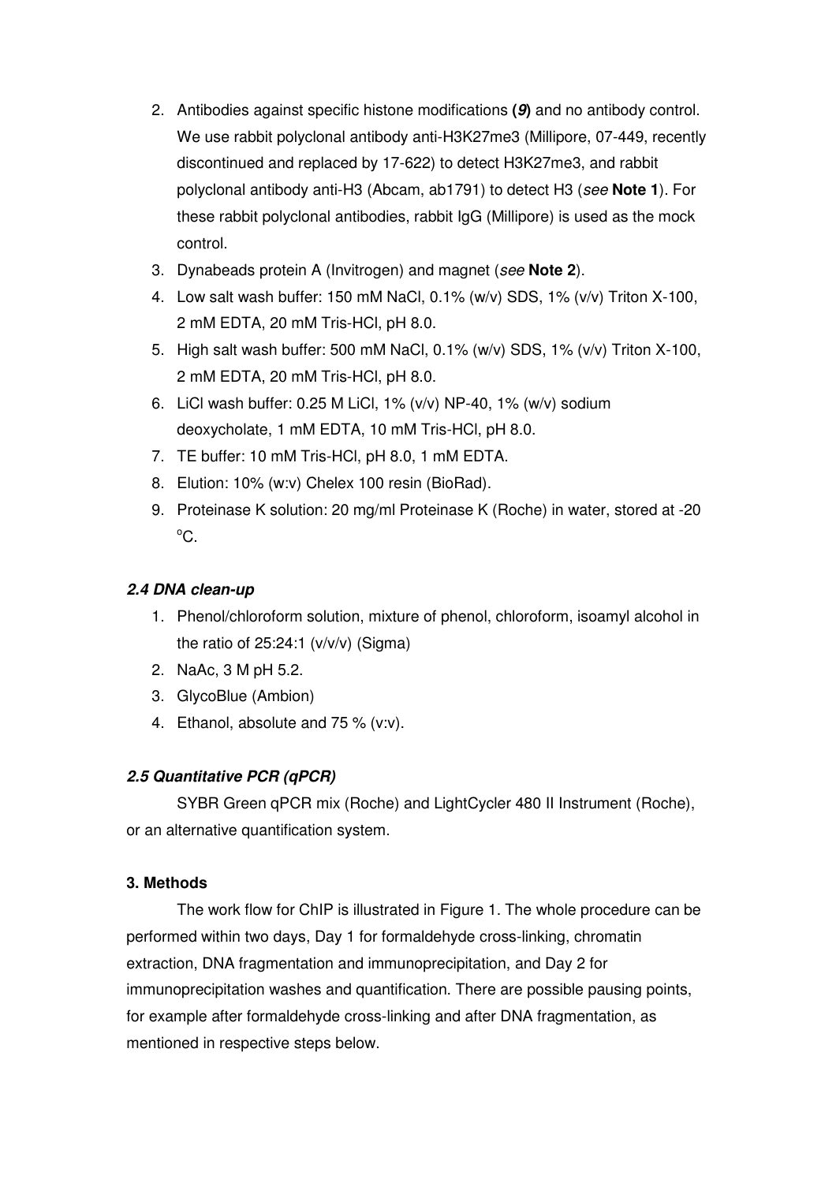2. Antibodies against specific histone modifications **(*9*)** and no antibody control. We use rabbit polyclonal antibody anti-H3K27me3 (Millipore, 07-449, recently discontinued and replaced by 17-622) to detect H3K27me3, and rabbit polyclonal antibody anti-H3 (Abcam, ab1791) to detect H3 (*see* **Note 1**). For these rabbit polyclonal antibodies, rabbit IgG (Millipore) is used as the mock control.
3. Dynabeads protein A (Invitrogen) and magnet (*see* **Note 2**).
4. Low salt wash buffer: 150 mM NaCl, 0.1% (w/v) SDS, 1% (v/v) Triton X-100, 2 mM EDTA, 20 mM Tris-HCl, pH 8.0.
5. High salt wash buffer: 500 mM NaCl, 0.1% (w/v) SDS, 1% (v/v) Triton X-100, 2 mM EDTA, 20 mM Tris-HCl, pH 8.0.
6. LiCl wash buffer: 0.25 M LiCl, 1% (v/v) NP-40, 1% (w/v) sodium deoxycholate, 1 mM EDTA, 10 mM Tris-HCl, pH 8.0.
7. TE buffer: 10 mM Tris-HCl, pH 8.0, 1 mM EDTA.
8. Elution: 10% (w:v) Chelex 100 resin (BioRad).
9. Proteinase K solution: 20 mg/ml Proteinase K (Roche) in water, stored at -20 °C.

### *2.4 DNA clean-up*

1. Phenol/chloroform solution, mixture of phenol, chloroform, isoamyl alcohol in the ratio of 25:24:1 (v/v/v) (Sigma)
2. NaAc, 3 M pH 5.2.
3. GlycoBlue (Ambion)
4. Ethanol, absolute and 75 % (v:v).

### *2.5 Quantitative PCR (qPCR)*

SYBR Green qPCR mix (Roche) and LightCycler 480 II Instrument (Roche), or an alternative quantification system.

## 3. Methods

The work flow for ChIP is illustrated in Figure 1. The whole procedure can be performed within two days, Day 1 for formaldehyde cross-linking, chromatin extraction, DNA fragmentation and immunoprecipitation, and Day 2 for immunoprecipitation washes and quantification. There are possible pausing points, for example after formaldehyde cross-linking and after DNA fragmentation, as mentioned in respective steps below.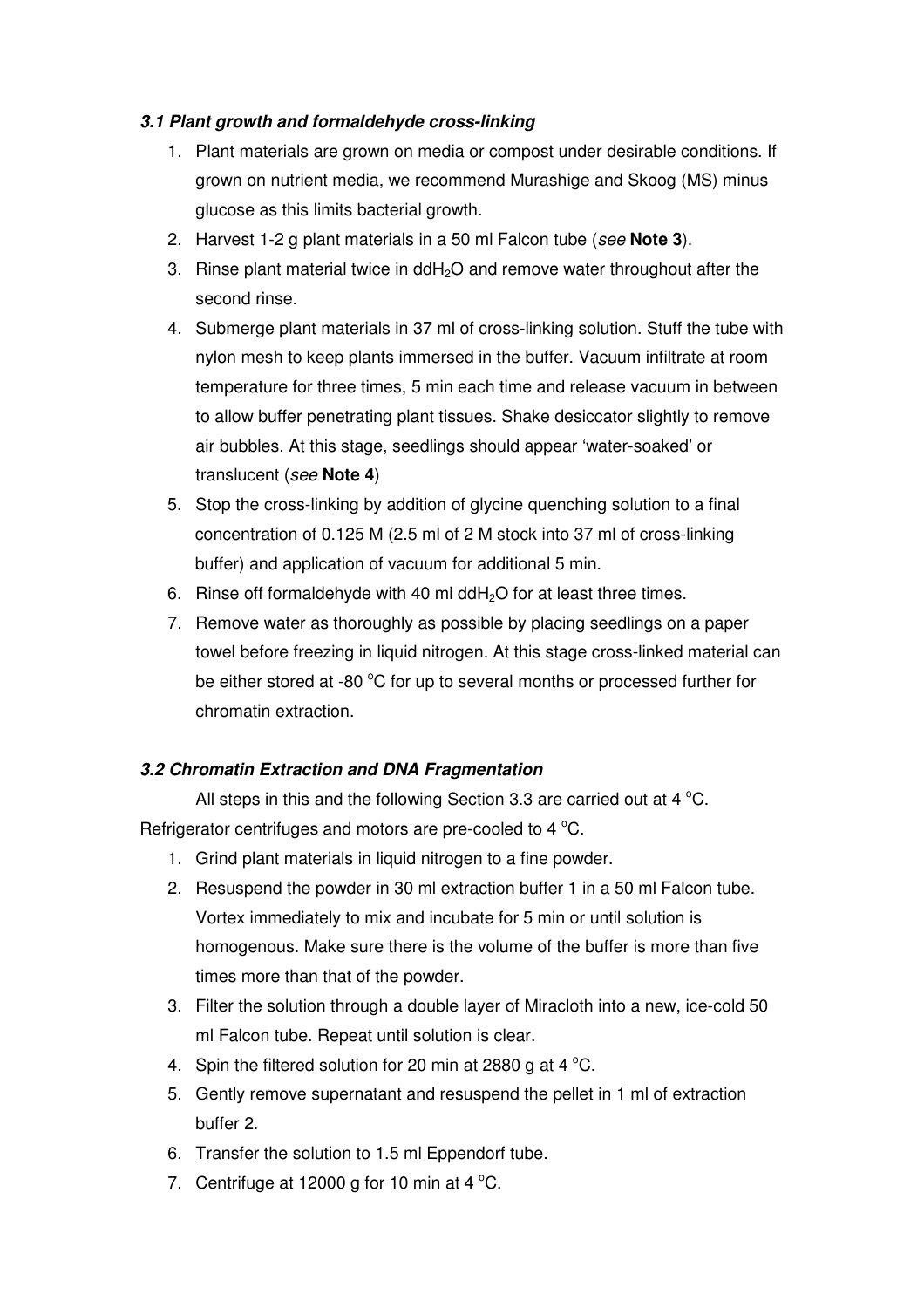### *3.1 Plant growth and formaldehyde cross-linking*

1. Plant materials are grown on media or compost under desirable conditions. If grown on nutrient media, we recommend Murashige and Skoog (MS) minus glucose as this limits bacterial growth.
2. Harvest 1-2 g plant materials in a 50 ml Falcon tube (*see* **Note 3**).
3. Rinse plant material twice in $ddH_2O$ and remove water throughout after the second rinse.
4. Submerge plant materials in 37 ml of cross-linking solution. Stuff the tube with nylon mesh to keep plants immersed in the buffer. Vacuum infiltrate at room temperature for three times, 5 min each time and release vacuum in between to allow buffer penetrating plant tissues. Shake desiccator slightly to remove air bubbles. At this stage, seedlings should appear 'water-soaked' or translucent (*see* **Note 4**)
5. Stop the cross-linking by addition of glycine quenching solution to a final concentration of 0.125 M (2.5 ml of 2 M stock into 37 ml of cross-linking buffer) and application of vacuum for additional 5 min.
6. Rinse off formaldehyde with 40 ml $ddH_2O$ for at least three times.
7. Remove water as thoroughly as possible by placing seedlings on a paper towel before freezing in liquid nitrogen. At this stage cross-linked material can be either stored at -80 °C for up to several months or processed further for chromatin extraction.

### *3.2 Chromatin Extraction and DNA Fragmentation*

All steps in this and the following Section 3.3 are carried out at 4 °C. Refrigerator centrifuges and motors are pre-cooled to 4 °C.

1. Grind plant materials in liquid nitrogen to a fine powder.
2. Resuspend the powder in 30 ml extraction buffer 1 in a 50 ml Falcon tube. Vortex immediately to mix and incubate for 5 min or until solution is homogenous. Make sure there is the volume of the buffer is more than five times more than that of the powder.
3. Filter the solution through a double layer of Miracloth into a new, ice-cold 50 ml Falcon tube. Repeat until solution is clear.
4. Spin the filtered solution for 20 min at 2880 g at 4 °C.
5. Gently remove supernatant and resuspend the pellet in 1 ml of extraction buffer 2.
6. Transfer the solution to 1.5 ml Eppendorf tube.
7. Centrifuge at 12000 g for 10 min at 4 °C.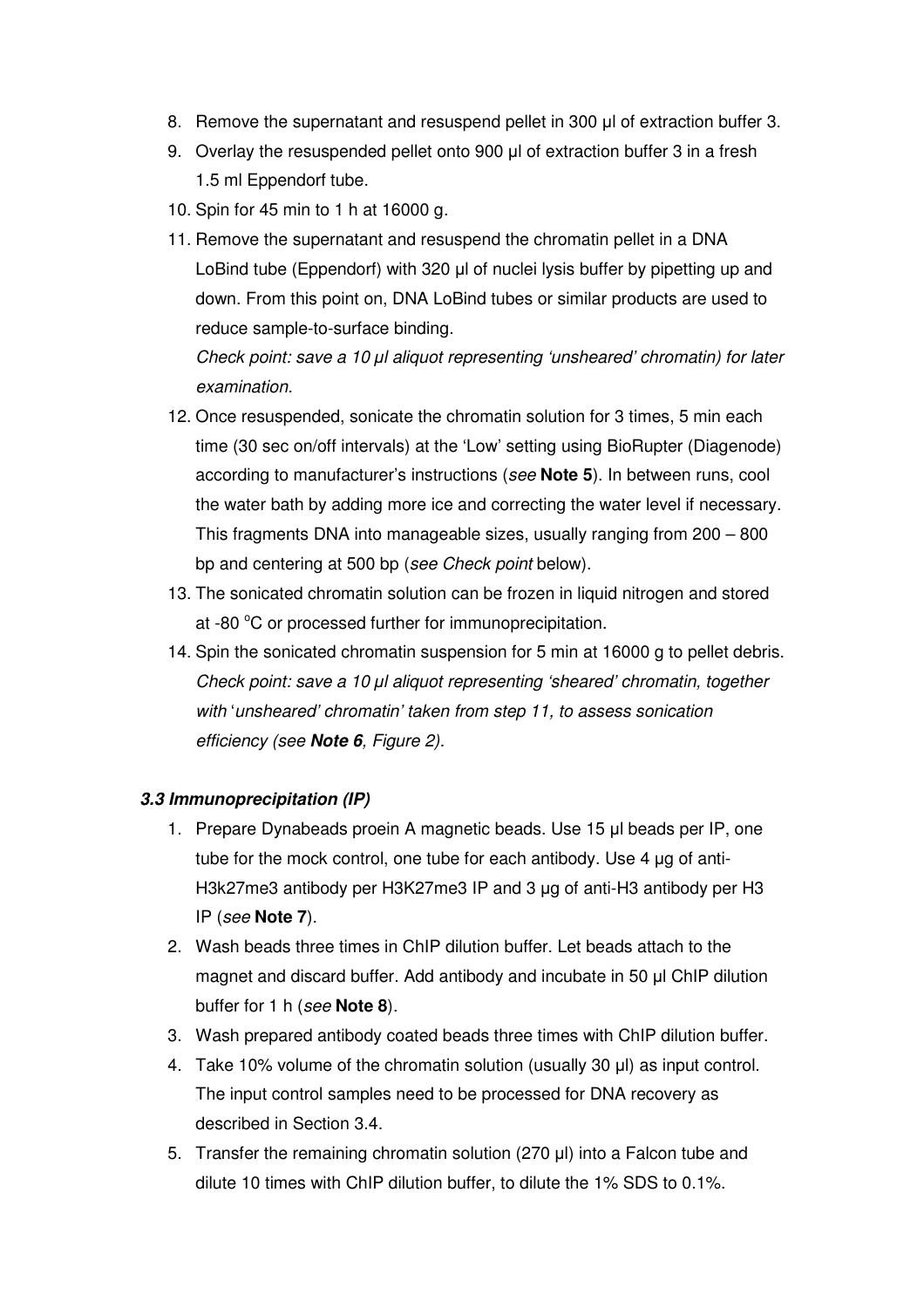8. Remove the supernatant and resuspend pellet in 300 µl of extraction buffer 3.
9. Overlay the resuspended pellet onto 900 µl of extraction buffer 3 in a fresh 1.5 ml Eppendorf tube.
10. Spin for 45 min to 1 h at 16000 g.
11. Remove the supernatant and resuspend the chromatin pellet in a DNA LoBind tube (Eppendorf) with 320 µl of nuclei lysis buffer by pipetting up and down. From this point on, DNA LoBind tubes or similar products are used to reduce sample-to-surface binding.
    *Check point: save a 10 µl aliquot representing 'unsheared' chromatin) for later examination.*
12. Once resuspended, sonicate the chromatin solution for 3 times, 5 min each time (30 sec on/off intervals) at the 'Low' setting using BioRupter (Diagenode) according to manufacturer's instructions (*see* **Note 5**). In between runs, cool the water bath by adding more ice and correcting the water level if necessary. This fragments DNA into manageable sizes, usually ranging from 200 – 800 bp and centering at 500 bp (*see Check point* below).
13. The sonicated chromatin solution can be frozen in liquid nitrogen and stored at -80 °C or processed further for immunoprecipitation.
14. Spin the sonicated chromatin suspension for 5 min at 16000 g to pellet debris.
    *Check point: save a 10 µl aliquot representing 'sheared' chromatin, together with 'unsheared' chromatin' taken from step 11, to assess sonication efficiency (see **Note 6**, Figure 2).*

### *3.3 Immunoprecipitation (IP)*

1. Prepare Dynabeads proein A magnetic beads. Use 15 µl beads per IP, one tube for the mock control, one tube for each antibody. Use 4 µg of anti-H3k27me3 antibody per H3K27me3 IP and 3 µg of anti-H3 antibody per H3 IP (*see* **Note 7**).
2. Wash beads three times in ChIP dilution buffer. Let beads attach to the magnet and discard buffer. Add antibody and incubate in 50 µl ChIP dilution buffer for 1 h (*see* **Note 8**).
3. Wash prepared antibody coated beads three times with ChIP dilution buffer.
4. Take 10% volume of the chromatin solution (usually 30 µl) as input control. The input control samples need to be processed for DNA recovery as described in Section 3.4.
5. Transfer the remaining chromatin solution (270 µl) into a Falcon tube and dilute 10 times with ChIP dilution buffer, to dilute the 1% SDS to 0.1%.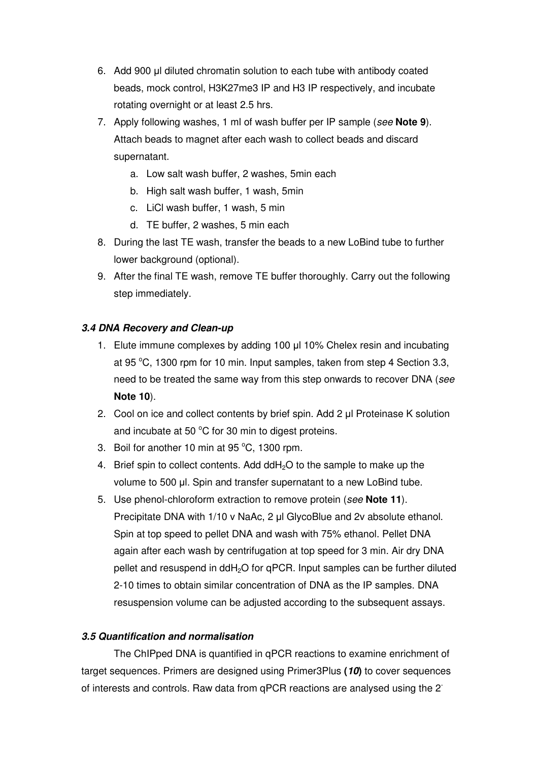6. Add 900 μl diluted chromatin solution to each tube with antibody coated beads, mock control, H3K27me3 IP and H3 IP respectively, and incubate rotating overnight or at least 2.5 hrs.
7. Apply following washes, 1 ml of wash buffer per IP sample (*see* **Note 9**). Attach beads to magnet after each wash to collect beads and discard supernatant.
    a. Low salt wash buffer, 2 washes, 5min each
    b. High salt wash buffer, 1 wash, 5min
    c. LiCl wash buffer, 1 wash, 5 min
    d. TE buffer, 2 washes, 5 min each
8. During the last TE wash, transfer the beads to a new LoBind tube to further lower background (optional).
9. After the final TE wash, remove TE buffer thoroughly. Carry out the following step immediately.

### *3.4 DNA Recovery and Clean-up*

1. Elute immune complexes by adding 100 μl 10% Chelex resin and incubating at 95 °C, 1300 rpm for 10 min. Input samples, taken from step 4 Section 3.3, need to be treated the same way from this step onwards to recover DNA (*see* **Note 10**).
2. Cool on ice and collect contents by brief spin. Add 2 μl Proteinase K solution and incubate at 50 °C for 30 min to digest proteins.
3. Boil for another 10 min at 95 °C, 1300 rpm.
4. Brief spin to collect contents. Add $ddH_2O$ to the sample to make up the volume to 500 μl. Spin and transfer supernatant to a new LoBind tube.
5. Use phenol-chloroform extraction to remove protein (*see* **Note 11**). Precipitate DNA with 1/10 v NaAc, 2 μl GlycoBlue and 2v absolute ethanol. Spin at top speed to pellet DNA and wash with 75% ethanol. Pellet DNA again after each wash by centrifugation at top speed for 3 min. Air dry DNA pellet and resuspend in $ddH_2O$ for qPCR. Input samples can be further diluted 2-10 times to obtain similar concentration of DNA as the IP samples. DNA resuspension volume can be adjusted according to the subsequent assays.

### *3.5 Quantification and normalisation*

The ChIPped DNA is quantified in qPCR reactions to examine enrichment of target sequences. Primers are designed using Primer3Plus **(*10*)** to cover sequences of interests and controls. Raw data from qPCR reactions are analysed using the $2^{-}$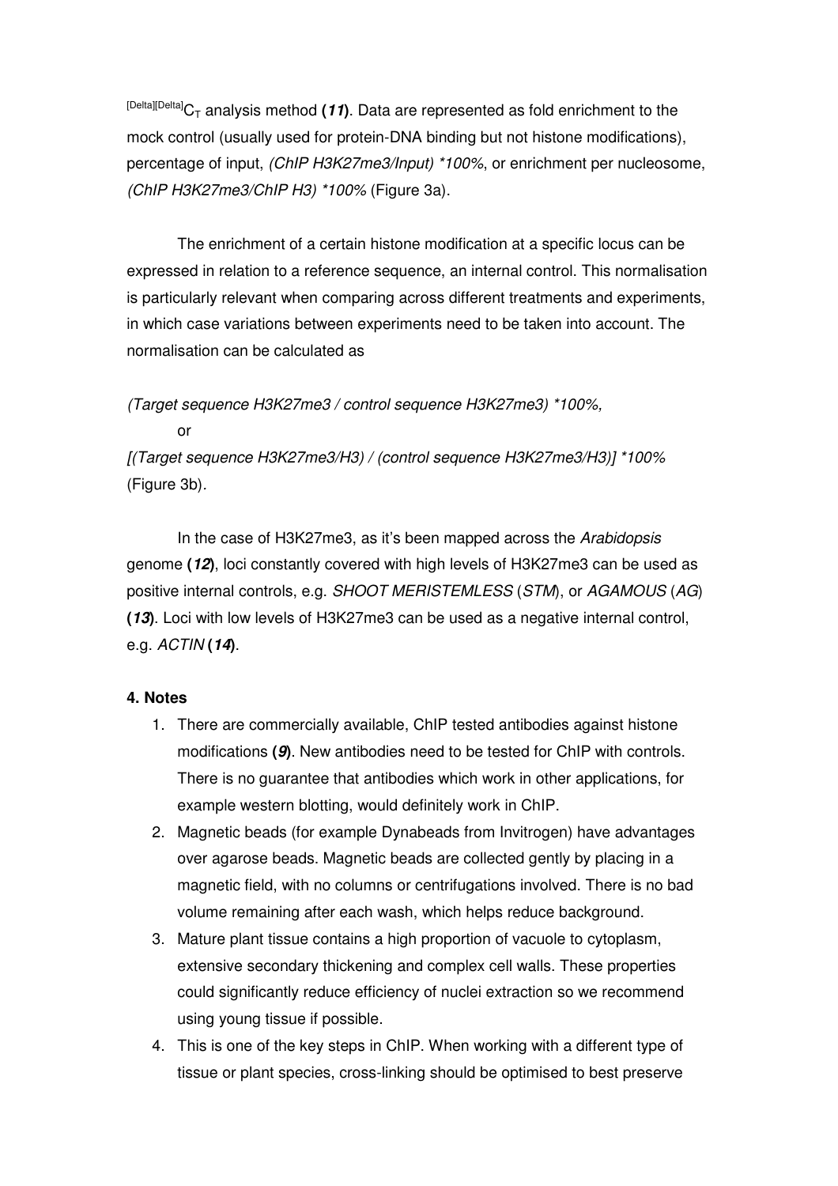$^{\Delta\Delta}C_T$ analysis method **(*11*)**. Data are represented as fold enrichment to the mock control (usually used for protein-DNA binding but not histone modifications), percentage of input, *(ChIP H3K27me3/Input) \*100%*, or enrichment per nucleosome, *(ChIP H3K27me3/ChIP H3) \*100%* (Figure 3a).

The enrichment of a certain histone modification at a specific locus can be expressed in relation to a reference sequence, an internal control. This normalisation is particularly relevant when comparing across different treatments and experiments, in which case variations between experiments need to be taken into account. The normalisation can be calculated as

*(Target sequence H3K27me3 / control sequence H3K27me3) \*100%,*

or

*[(Target sequence H3K27me3/H3) / (control sequence H3K27me3/H3)] \*100%* (Figure 3b).

In the case of H3K27me3, as it's been mapped across the *Arabidopsis* genome **(*12*)**, loci constantly covered with high levels of H3K27me3 can be used as positive internal controls, e.g. *SHOOT MERISTEMLESS* (*STM*), or *AGAMOUS* (*AG*) **(*13*)**. Loci with low levels of H3K27me3 can be used as a negative internal control, e.g. *ACTIN* **(*14*)**.

#### 4. Notes

1. There are commercially available, ChIP tested antibodies against histone modifications **(*9*)**. New antibodies need to be tested for ChIP with controls. There is no guarantee that antibodies which work in other applications, for example western blotting, would definitely work in ChIP.
2. Magnetic beads (for example Dynabeads from Invitrogen) have advantages over agarose beads. Magnetic beads are collected gently by placing in a magnetic field, with no columns or centrifugations involved. There is no bad volume remaining after each wash, which helps reduce background.
3. Mature plant tissue contains a high proportion of vacuole to cytoplasm, extensive secondary thickening and complex cell walls. These properties could significantly reduce efficiency of nuclei extraction so we recommend using young tissue if possible.
4. This is one of the key steps in ChIP. When working with a different type of tissue or plant species, cross-linking should be optimised to best preserve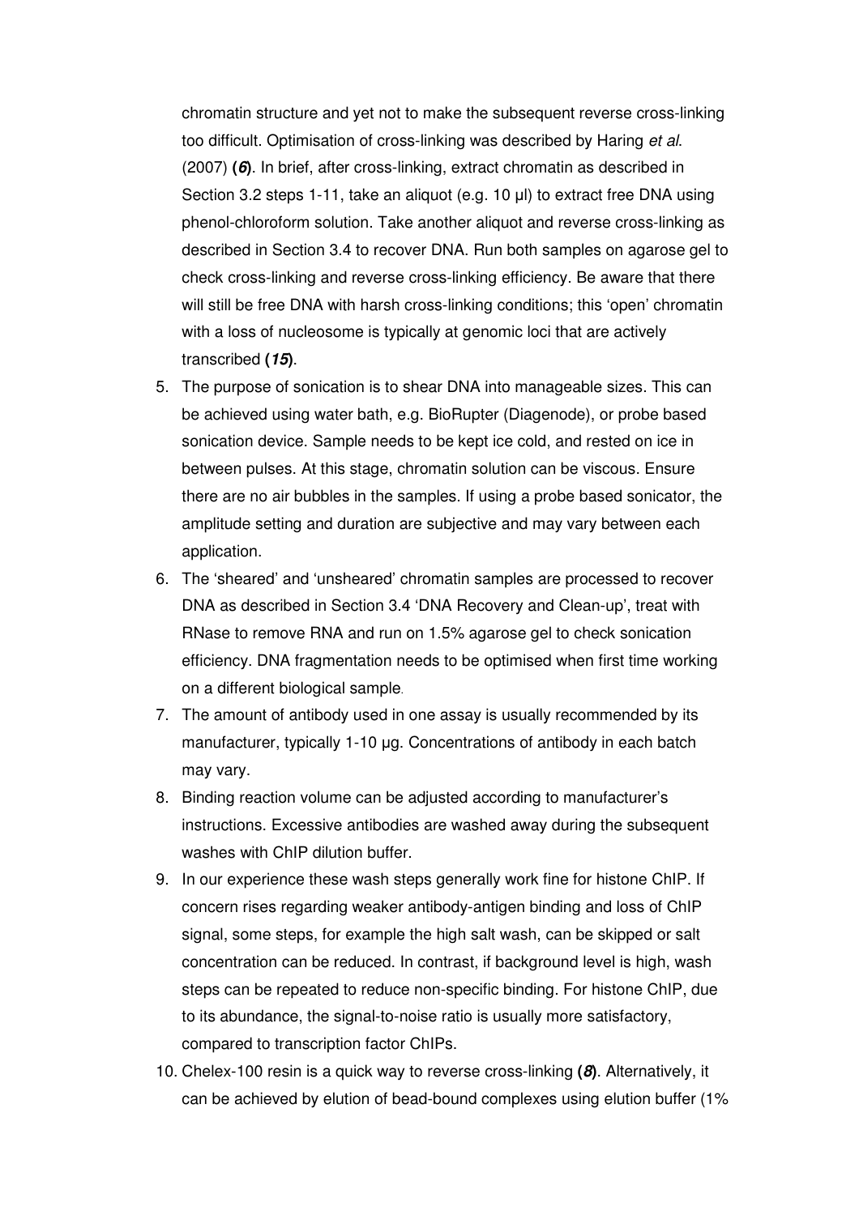chromatin structure and yet not to make the subsequent reverse cross-linking too difficult. Optimisation of cross-linking was described by Haring *et al*. (2007) **(*6*)**. In brief, after cross-linking, extract chromatin as described in Section 3.2 steps 1-11, take an aliquot (e.g. 10 µl) to extract free DNA using phenol-chloroform solution. Take another aliquot and reverse cross-linking as described in Section 3.4 to recover DNA. Run both samples on agarose gel to check cross-linking and reverse cross-linking efficiency. Be aware that there will still be free DNA with harsh cross-linking conditions; this 'open' chromatin with a loss of nucleosome is typically at genomic loci that are actively transcribed **(*15*)**.

5. The purpose of sonication is to shear DNA into manageable sizes. This can be achieved using water bath, e.g. BioRupter (Diagenode), or probe based sonication device. Sample needs to be kept ice cold, and rested on ice in between pulses. At this stage, chromatin solution can be viscous. Ensure there are no air bubbles in the samples. If using a probe based sonicator, the amplitude setting and duration are subjective and may vary between each application.
6. The 'sheared' and 'unsheared' chromatin samples are processed to recover DNA as described in Section 3.4 'DNA Recovery and Clean-up', treat with RNase to remove RNA and run on 1.5% agarose gel to check sonication efficiency. DNA fragmentation needs to be optimised when first time working on a different biological sample.
7. The amount of antibody used in one assay is usually recommended by its manufacturer, typically 1-10 µg. Concentrations of antibody in each batch may vary.
8. Binding reaction volume can be adjusted according to manufacturer's instructions. Excessive antibodies are washed away during the subsequent washes with ChIP dilution buffer.
9. In our experience these wash steps generally work fine for histone ChIP. If concern rises regarding weaker antibody-antigen binding and loss of ChIP signal, some steps, for example the high salt wash, can be skipped or salt concentration can be reduced. In contrast, if background level is high, wash steps can be repeated to reduce non-specific binding. For histone ChIP, due to its abundance, the signal-to-noise ratio is usually more satisfactory, compared to transcription factor ChIPs.
10. Chelex-100 resin is a quick way to reverse cross-linking **(*8*)**. Alternatively, it can be achieved by elution of bead-bound complexes using elution buffer (1%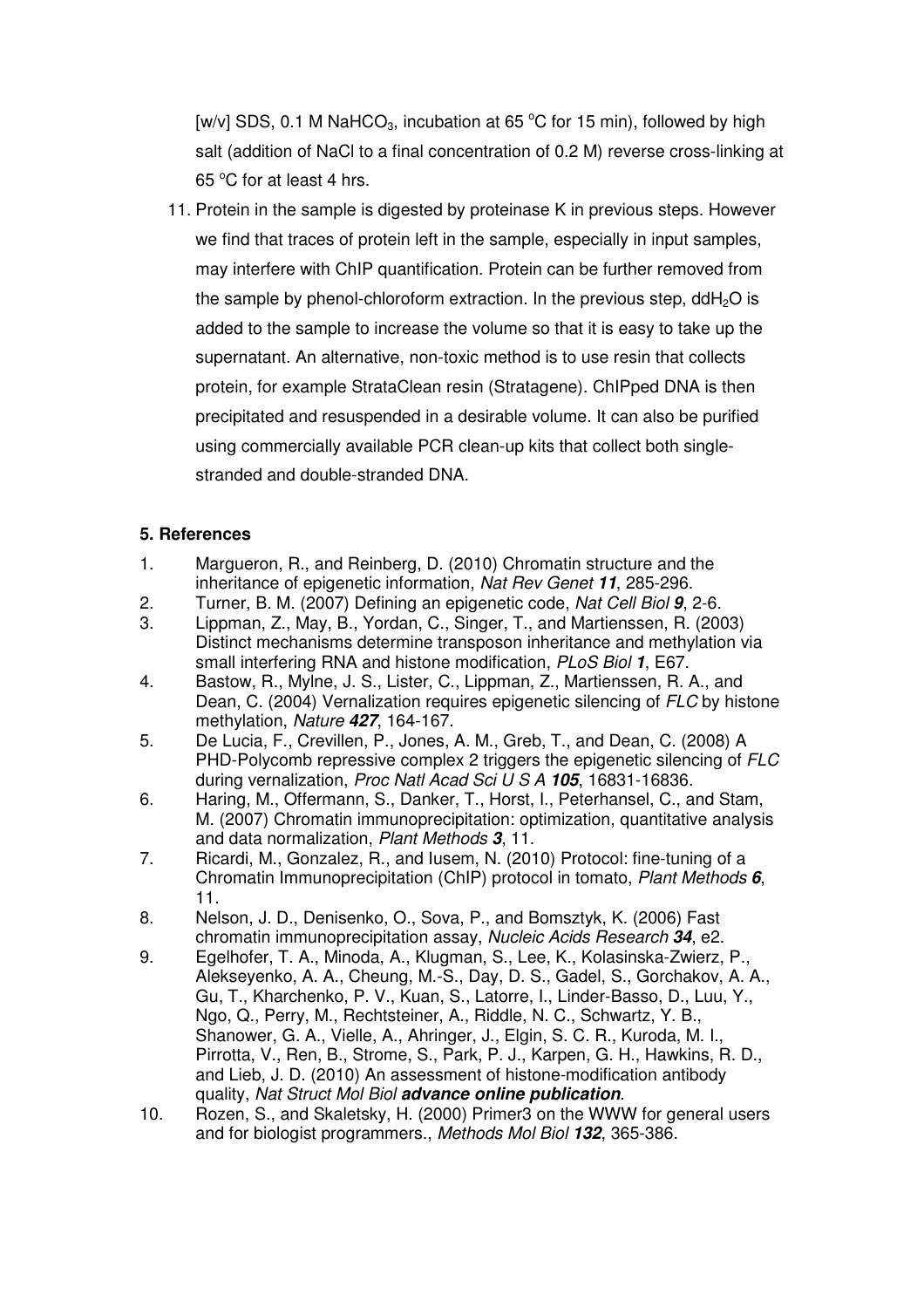[w/v] SDS, 0.1 M $NaHCO_3$, incubation at 65 °C for 15 min), followed by high salt (addition of NaCl to a final concentration of 0.2 M) reverse cross-linking at 65 °C for at least 4 hrs.

11. Protein in the sample is digested by proteinase K in previous steps. However we find that traces of protein left in the sample, especially in input samples, may interfere with ChIP quantification. Protein can be further removed from the sample by phenol-chloroform extraction. In the previous step, $ddH_2O$ is added to the sample to increase the volume so that it is easy to take up the supernatant. An alternative, non-toxic method is to use resin that collects protein, for example StrataClean resin (Stratagene). ChIPped DNA is then precipitated and resuspended in a desirable volume. It can also be purified using commercially available PCR clean-up kits that collect both single-stranded and double-stranded DNA.

## 5. References

1. Margueron, R., and Reinberg, D. (2010) Chromatin structure and the inheritance of epigenetic information, *Nat Rev Genet* ***11***, 285-296.
2. Turner, B. M. (2007) Defining an epigenetic code, *Nat Cell Biol* ***9***, 2-6.
3. Lippman, Z., May, B., Yordan, C., Singer, T., and Martienssen, R. (2003) Distinct mechanisms determine transposon inheritance and methylation via small interfering RNA and histone modification, *PLoS Biol* ***1***, E67.
4. Bastow, R., Mylne, J. S., Lister, C., Lippman, Z., Martienssen, R. A., and Dean, C. (2004) Vernalization requires epigenetic silencing of *FLC* by histone methylation, *Nature* ***427***, 164-167.
5. De Lucia, F., Crevillen, P., Jones, A. M., Greb, T., and Dean, C. (2008) A PHD-Polycomb repressive complex 2 triggers the epigenetic silencing of *FLC* during vernalization, *Proc Natl Acad Sci U S A* ***105***, 16831-16836.
6. Haring, M., Offermann, S., Danker, T., Horst, I., Peterhansel, C., and Stam, M. (2007) Chromatin immunoprecipitation: optimization, quantitative analysis and data normalization, *Plant Methods* ***3***, 11.
7. Ricardi, M., Gonzalez, R., and Iusem, N. (2010) Protocol: fine-tuning of a Chromatin Immunoprecipitation (ChIP) protocol in tomato, *Plant Methods* ***6***, 11.
8. Nelson, J. D., Denisenko, O., Sova, P., and Bomsztyk, K. (2006) Fast chromatin immunoprecipitation assay, *Nucleic Acids Research* ***34***, e2.
9. Egelhofer, T. A., Minoda, A., Klugman, S., Lee, K., Kolasinska-Zwierz, P., Alekseyenko, A. A., Cheung, M.-S., Day, D. S., Gadel, S., Gorchakov, A. A., Gu, T., Kharchenko, P. V., Kuan, S., Latorre, I., Linder-Basso, D., Luu, Y., Ngo, Q., Perry, M., Rechtsteiner, A., Riddle, N. C., Schwartz, Y. B., Shanower, G. A., Vielle, A., Ahringer, J., Elgin, S. C. R., Kuroda, M. I., Pirrotta, V., Ren, B., Strome, S., Park, P. J., Karpen, G. H., Hawkins, R. D., and Lieb, J. D. (2010) An assessment of histone-modification antibody quality, *Nat Struct Mol Biol* ***advance online publication***.
10. Rozen, S., and Skaletsky, H. (2000) Primer3 on the WWW for general users and for biologist programmers., *Methods Mol Biol* ***132***, 365-386.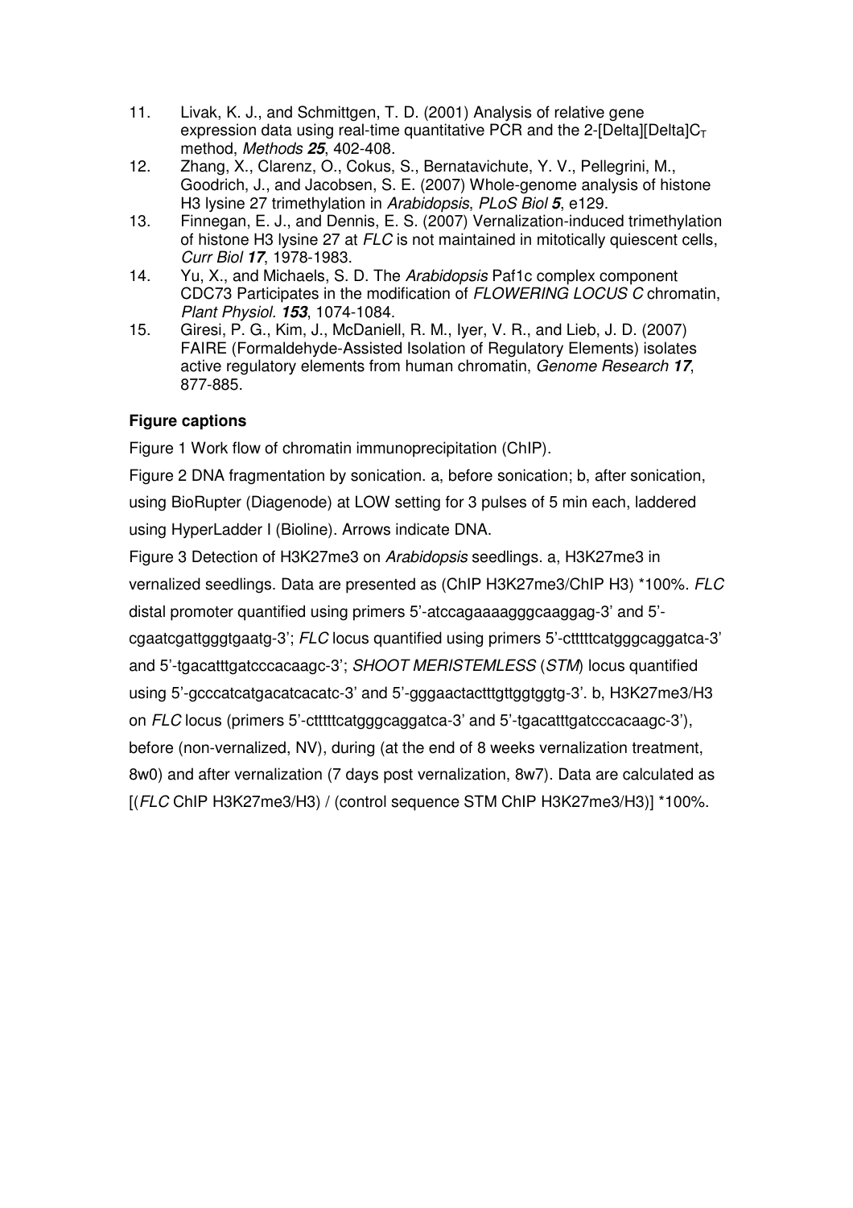11. Livak, K. J., and Schmittgen, T. D. (2001) Analysis of relative gene expression data using real-time quantitative PCR and the 2-[Delta][Delta]$C_T$ method, *Methods* ***25***, 402-408.
12. Zhang, X., Clarenz, O., Cokus, S., Bernatavichute, Y. V., Pellegrini, M., Goodrich, J., and Jacobsen, S. E. (2007) Whole-genome analysis of histone H3 lysine 27 trimethylation in *Arabidopsis*, *PLoS Biol* ***5***, e129.
13. Finnegan, E. J., and Dennis, E. S. (2007) Vernalization-induced trimethylation of histone H3 lysine 27 at *FLC* is not maintained in mitotically quiescent cells, *Curr Biol* ***17***, 1978-1983.
14. Yu, X., and Michaels, S. D. The *Arabidopsis* Paf1c complex component CDC73 Participates in the modification of *FLOWERING LOCUS C* chromatin, *Plant Physiol.* ***153***, 1074-1084.
15. Giresi, P. G., Kim, J., McDaniell, R. M., Iyer, V. R., and Lieb, J. D. (2007) FAIRE (Formaldehyde-Assisted Isolation of Regulatory Elements) isolates active regulatory elements from human chromatin, *Genome Research* ***17***, 877-885.

**Figure captions**

Figure 1 Work flow of chromatin immunoprecipitation (ChIP).

Figure 2 DNA fragmentation by sonication. a, before sonication; b, after sonication, using BioRupter (Diagenode) at LOW setting for 3 pulses of 5 min each, laddered using HyperLadder I (Bioline). Arrows indicate DNA.

Figure 3 Detection of H3K27me3 on *Arabidopsis* seedlings. a, H3K27me3 in vernalized seedlings. Data are presented as (ChIP H3K27me3/ChIP H3) *100%. *FLC* distal promoter quantified using primers 5'-atccagaaaagggcaaggag-3' and 5'-cgaatcgattgggtgaatg-3'; *FLC* locus quantified using primers 5'-ctttttcatgggcaggatca-3' and 5'-tgacatttgatcccacaagc-3'; *SHOOT MERISTEMLESS* (*STM*) locus quantified using 5'-gcccatcatgacatcacatc-3' and 5'-gggaactactttgttggtggtg-3'. b, H3K27me3/H3 on *FLC* locus (primers 5'-ctttttcatgggcaggatca-3' and 5'-tgacatttgatcccacaagc-3'), before (non-vernalized, NV), during (at the end of 8 weeks vernalization treatment, 8w0) and after vernalization (7 days post vernalization, 8w7). Data are calculated as [(*FLC* ChIP H3K27me3/H3) / (control sequence STM ChIP H3K27me3/H3)] *100%.